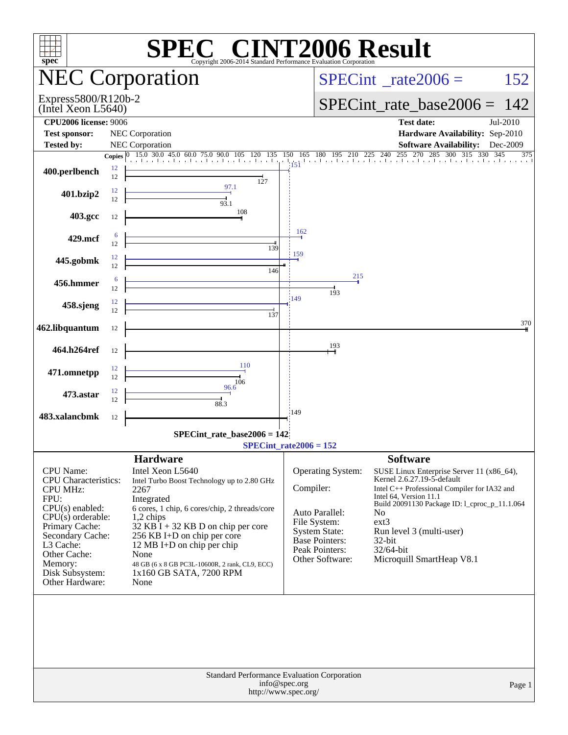# SPEC CINT2006 Result

Copyright 2006-2014 Standard Performance Evaluation Corporation

## NEC Corporation

Express5800/R120b-2
(Intel Xeon L5640)

SPECint_rate2006 = 152

SPECint_rate_base2006 = 142

| | | | |
|---|---|---|---|
| **CPU2006 license:** 9006 | | **Test date:** | Jul-2010 |
| **Test sponsor:** | NEC Corporation | **Hardware Availability:** | Sep-2010 |
| **Tested by:** | NEC Corporation | **Software Availability:** | Dec-2009 |

| Benchmark | Copies (Peak) | Peak | Copies (Base) | Base |
|---|---|---|---|---|
| 400.perlbench | 12 | 151 | 12 | 127 |
| 401.bzip2 | 12 | 97.1 | 12 | 93.1 |
| 403.gcc | | | 12 | 108 |
| 429.mcf | 6 | 162 | 12 | 139 |
| 445.gobmk | 12 | 159 | 12 | 146 |
| 456.hmmer | 6 | 215 | 12 | 193 |
| 458.sjeng | 12 | 149 | 12 | 137 |
| 462.libquantum | | | 12 | 370 |
| 464.h264ref | | | 12 | 193 |
| 471.omnetpp | 12 | 110 | 12 | 106 |
| 473.astar | 12 | 96.6 | 12 | 88.3 |
| 483.xalancbmk | | | 12 | 149 |

SPECint_rate_base2006 = 142

SPECint_rate2006 = 152

### Hardware

| | |
|---|---|
| CPU Name: | Intel Xeon L5640 |
| CPU Characteristics: | Intel Turbo Boost Technology up to 2.80 GHz |
| CPU MHz: | 2267 |
| FPU: | Integrated |
| CPU(s) enabled: | 6 cores, 1 chip, 6 cores/chip, 2 threads/core |
| CPU(s) orderable: | 1,2 chips |
| Primary Cache: | 32 KB I + 32 KB D on chip per core |
| Secondary Cache: | 256 KB I+D on chip per core |
| L3 Cache: | 12 MB I+D on chip per chip |
| Other Cache: | None |
| Memory: | 48 GB (6 x 8 GB PC3L-10600R, 2 rank, CL9, ECC) |
| Disk Subsystem: | 1x160 GB SATA, 7200 RPM |
| Other Hardware: | None |

### Software

| | |
|---|---|
| Operating System: | SUSE Linux Enterprise Server 11 (x86_64), Kernel 2.6.27.19-5-default |
| Compiler: | Intel C++ Professional Compiler for IA32 and Intel 64, Version 11.1 Build 20091130 Package ID: l_cproc_p_11.1.064 |
| Auto Parallel: | No |
| File System: | ext3 |
| System State: | Run level 3 (multi-user) |
| Base Pointers: | 32-bit |
| Peak Pointers: | 32/64-bit |
| Other Software: | Microquill SmartHeap V8.1 |

Standard Performance Evaluation Corporation
info@spec.org
http://www.spec.org/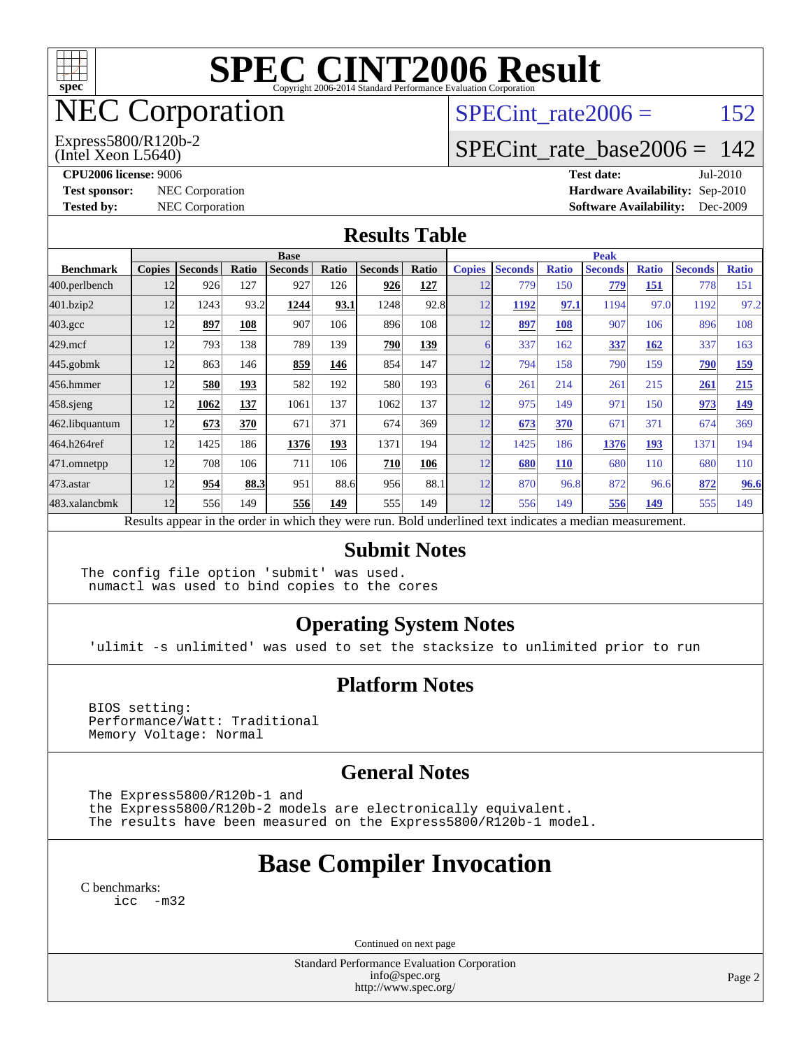# SPEC CINT2006 Result

Copyright 2006-2014 Standard Performance Evaluation Corporation

# NEC Corporation

Express5800/R120b-2
(Intel Xeon L5640)

SPECint_rate2006 = 152

SPECint_rate_base2006 = 142

**CPU2006 license:** 9006
**Test sponsor:** NEC Corporation
**Tested by:** NEC Corporation

**Test date:** Jul-2010
**Hardware Availability:** Sep-2010
**Software Availability:** Dec-2009

## Results Table

| Benchmark | Base | | | | | | | Peak | | | | | | |
|---|---|---|---|---|---|---|---|---|---|---|---|---|---|---|
| | Copies | Seconds | Ratio | Seconds | Ratio | Seconds | Ratio | Copies | Seconds | Ratio | Seconds | Ratio | Seconds | Ratio |
| 400.perlbench | 12 | 926 | 127 | 927 | 126 | **926** | **127** | 12 | 779 | 150 | **779** | **151** | 778 | 151 |
| 401.bzip2 | 12 | 1243 | 93.2 | **1244** | **93.1** | 1248 | 92.8 | 12 | **1192** | **97.1** | 1194 | 97.0 | 1192 | 97.2 |
| 403.gcc | 12 | **897** | **108** | 907 | 106 | 896 | 108 | 12 | **897** | **108** | 907 | 106 | 896 | 108 |
| 429.mcf | 12 | 793 | 138 | 789 | 139 | **790** | **139** | 6 | 337 | 162 | **337** | **162** | 337 | 163 |
| 445.gobmk | 12 | 863 | 146 | **859** | **146** | 854 | 147 | 12 | 794 | 158 | 790 | 159 | **790** | **159** |
| 456.hmmer | 12 | **580** | **193** | 582 | 192 | 580 | 193 | 6 | 261 | 214 | 261 | 215 | **261** | **215** |
| 458.sjeng | 12 | **1062** | **137** | 1061 | 137 | 1062 | 137 | 12 | 975 | 149 | 971 | 150 | **973** | **149** |
| 462.libquantum | 12 | **673** | **370** | 671 | 371 | 674 | 369 | 12 | **673** | **370** | 671 | 371 | 674 | 369 |
| 464.h264ref | 12 | 1425 | 186 | **1376** | **193** | 1371 | 194 | 12 | 1425 | 186 | **1376** | **193** | 1371 | 194 |
| 471.omnetpp | 12 | 708 | 106 | 711 | 106 | **710** | **106** | 12 | **680** | **110** | 680 | 110 | 680 | 110 |
| 473.astar | 12 | **954** | **88.3** | 951 | 88.6 | 956 | 88.1 | 12 | 870 | 96.8 | 872 | 96.6 | **872** | **96.6** |
| 483.xalancbmk | 12 | 556 | 149 | **556** | **149** | 555 | 149 | 12 | 556 | 149 | **556** | **149** | 555 | 149 |

Results appear in the order in which they were run. Bold underlined text indicates a median measurement.

## Submit Notes

```
The config file option 'submit' was used.
 numactl was used to bind copies to the cores
```

## Operating System Notes

```
'ulimit -s unlimited' was used to set the stacksize to unlimited prior to run
```

## Platform Notes

```
BIOS setting:
Performance/Watt: Traditional
Memory Voltage: Normal
```

## General Notes

```
The Express5800/R120b-1 and
the Express5800/R120b-2 models are electronically equivalent.
The results have been measured on the Express5800/R120b-1 model.
```

## Base Compiler Invocation

C benchmarks:
```
icc  -m32
```

Continued on next page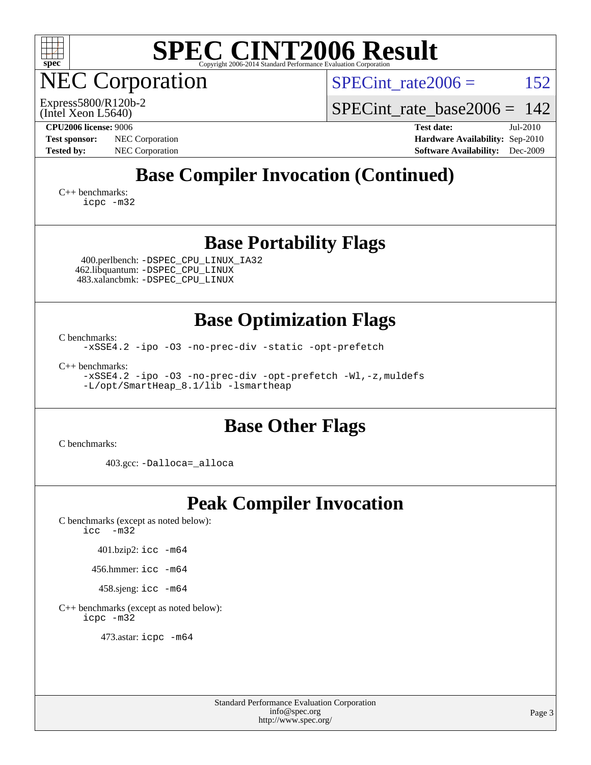# SPEC CINT2006 Result

Copyright 2006-2014 Standard Performance Evaluation Corporation

## NEC Corporation

Express5800/R120b-2
(Intel Xeon L5640)

SPECint_rate2006 = 152

SPECint_rate_base2006 = 142

**CPU2006 license:** 9006
**Test sponsor:** NEC Corporation
**Tested by:** NEC Corporation

**Test date:** Jul-2010
**Hardware Availability:** Sep-2010
**Software Availability:** Dec-2009

## Base Compiler Invocation (Continued)

C++ benchmarks:
icpc -m32

## Base Portability Flags

400.perlbench: -DSPEC_CPU_LINUX_IA32
462.libquantum: -DSPEC_CPU_LINUX
483.xalancbmk: -DSPEC_CPU_LINUX

## Base Optimization Flags

C benchmarks:
-xSSE4.2 -ipo -O3 -no-prec-div -static -opt-prefetch

C++ benchmarks:
-xSSE4.2 -ipo -O3 -no-prec-div -opt-prefetch -Wl,-z,muldefs
-L/opt/SmartHeap_8.1/lib -lsmartheap

## Base Other Flags

C benchmarks:

403.gcc: -Dalloca=_alloca

## Peak Compiler Invocation

C benchmarks (except as noted below):
icc -m32

401.bzip2: icc -m64

456.hmmer: icc -m64

458.sjeng: icc -m64

C++ benchmarks (except as noted below):
icpc -m32

473.astar: icpc -m64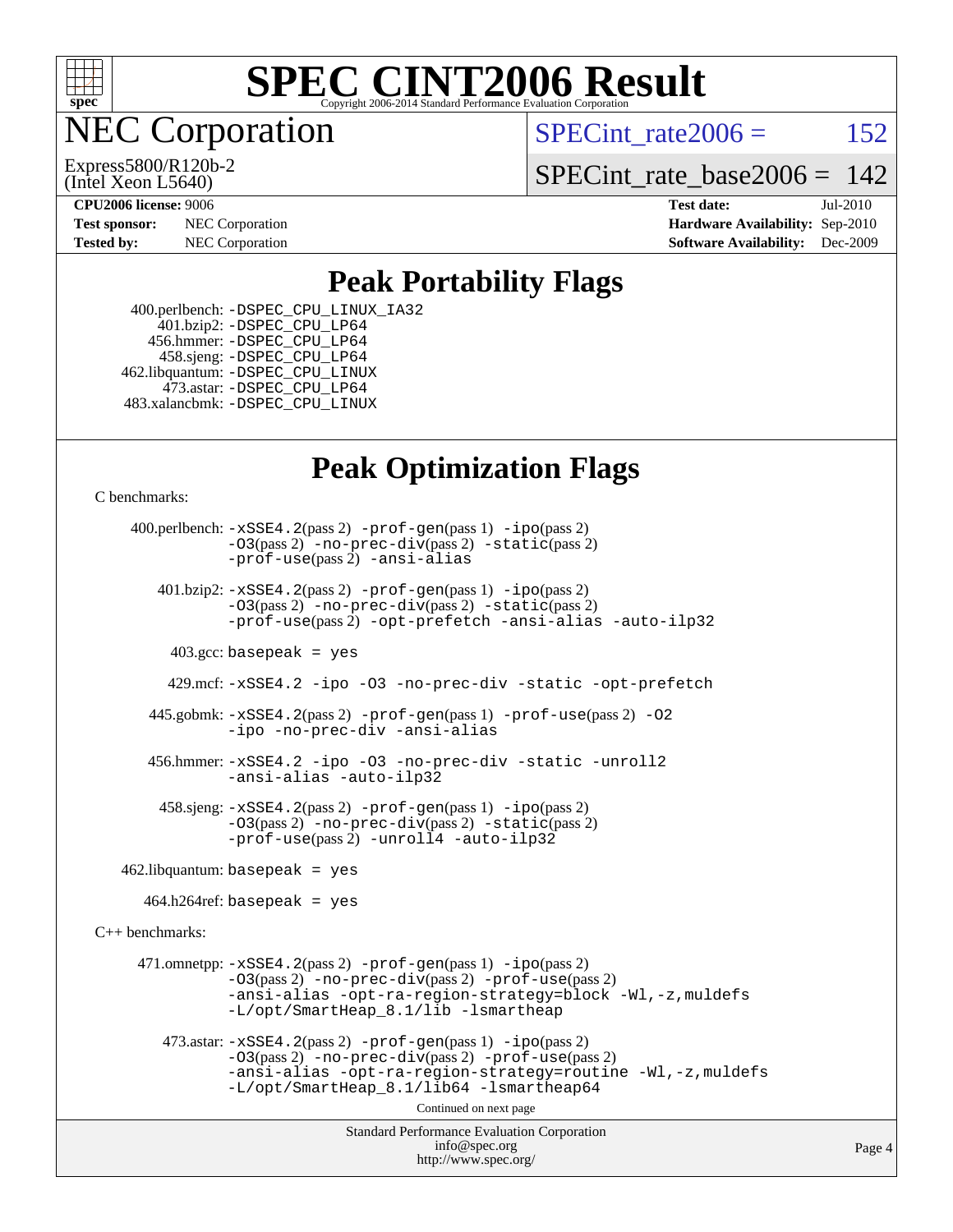# SPEC CINT2006 Result

Copyright 2006-2014 Standard Performance Evaluation Corporation

## NEC Corporation

Express5800/R120b-2
(Intel Xeon L5640)

SPECint_rate2006 = 152

SPECint_rate_base2006 = 142

| | | | |
|---|---|---|---|
| **CPU2006 license:** 9006 | | **Test date:** | Jul-2010 |
| **Test sponsor:** | NEC Corporation | **Hardware Availability:** | Sep-2010 |
| **Tested by:** | NEC Corporation | **Software Availability:** | Dec-2009 |

## Peak Portability Flags

400.perlbench: -DSPEC_CPU_LINUX_IA32
401.bzip2: -DSPEC_CPU_LP64
456.hmmer: -DSPEC_CPU_LP64
458.sjeng: -DSPEC_CPU_LP64
462.libquantum: -DSPEC_CPU_LINUX
473.astar: -DSPEC_CPU_LP64
483.xalancbmk: -DSPEC_CPU_LINUX

## Peak Optimization Flags

C benchmarks:

400.perlbench: -xSSE4.2(pass 2) -prof-gen(pass 1) -ipo(pass 2) -O3(pass 2) -no-prec-div(pass 2) -static(pass 2) -prof-use(pass 2) -ansi-alias

401.bzip2: -xSSE4.2(pass 2) -prof-gen(pass 1) -ipo(pass 2) -O3(pass 2) -no-prec-div(pass 2) -static(pass 2) -prof-use(pass 2) -opt-prefetch -ansi-alias -auto-ilp32

403.gcc: basepeak = yes

429.mcf: -xSSE4.2 -ipo -O3 -no-prec-div -static -opt-prefetch

445.gobmk: -xSSE4.2(pass 2) -prof-gen(pass 1) -prof-use(pass 2) -O2 -ipo -no-prec-div -ansi-alias

456.hmmer: -xSSE4.2 -ipo -O3 -no-prec-div -static -unroll2 -ansi-alias -auto-ilp32

458.sjeng: -xSSE4.2(pass 2) -prof-gen(pass 1) -ipo(pass 2) -O3(pass 2) -no-prec-div(pass 2) -static(pass 2) -prof-use(pass 2) -unroll4 -auto-ilp32

462.libquantum: basepeak = yes

464.h264ref: basepeak = yes

C++ benchmarks:

471.omnetpp: -xSSE4.2(pass 2) -prof-gen(pass 1) -ipo(pass 2) -O3(pass 2) -no-prec-div(pass 2) -prof-use(pass 2) -ansi-alias -opt-ra-region-strategy=block -Wl,-z,muldefs -L/opt/SmartHeap_8.1/lib -lsmartheap

473.astar: -xSSE4.2(pass 2) -prof-gen(pass 1) -ipo(pass 2) -O3(pass 2) -no-prec-div(pass 2) -prof-use(pass 2) -ansi-alias -opt-ra-region-strategy=routine -Wl,-z,muldefs -L/opt/SmartHeap_8.1/lib64 -lsmartheap64

Continued on next page

Standard Performance Evaluation Corporation
info@spec.org
http://www.spec.org/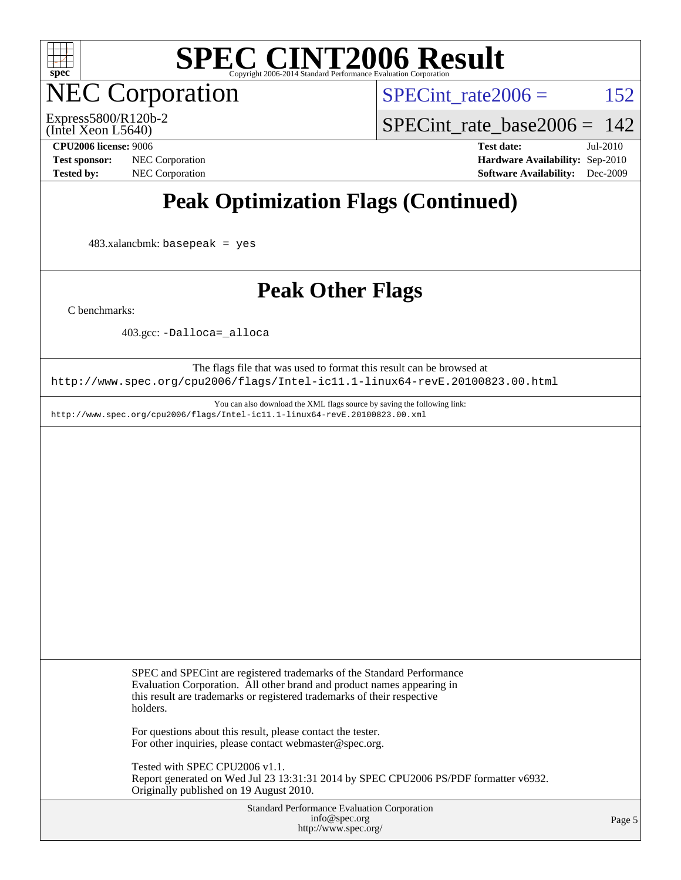# SPEC CINT2006 Result

Copyright 2006-2014 Standard Performance Evaluation Corporation

## NEC Corporation

Express5800/R120b-2
(Intel Xeon L5640)

SPECint_rate2006 = 152

SPECint_rate_base2006 = 142

**CPU2006 license:** 9006
**Test sponsor:** NEC Corporation
**Tested by:** NEC Corporation

**Test date:** Jul-2010
**Hardware Availability:** Sep-2010
**Software Availability:** Dec-2009

## Peak Optimization Flags (Continued)

483.xalancbmk: basepeak = yes

## Peak Other Flags

C benchmarks:

403.gcc: -Dalloca=_alloca

The flags file that was used to format this result can be browsed at
http://www.spec.org/cpu2006/flags/Intel-ic11.1-linux64-revE.20100823.00.html

You can also download the XML flags source by saving the following link:
http://www.spec.org/cpu2006/flags/Intel-ic11.1-linux64-revE.20100823.00.xml

SPEC and SPECint are registered trademarks of the Standard Performance Evaluation Corporation. All other brand and product names appearing in this result are trademarks or registered trademarks of their respective holders.

For questions about this result, please contact the tester.
For other inquiries, please contact webmaster@spec.org.

Tested with SPEC CPU2006 v1.1.
Report generated on Wed Jul 23 13:31:31 2014 by SPEC CPU2006 PS/PDF formatter v6932.
Originally published on 19 August 2010.

Standard Performance Evaluation Corporation
info@spec.org
http://www.spec.org/